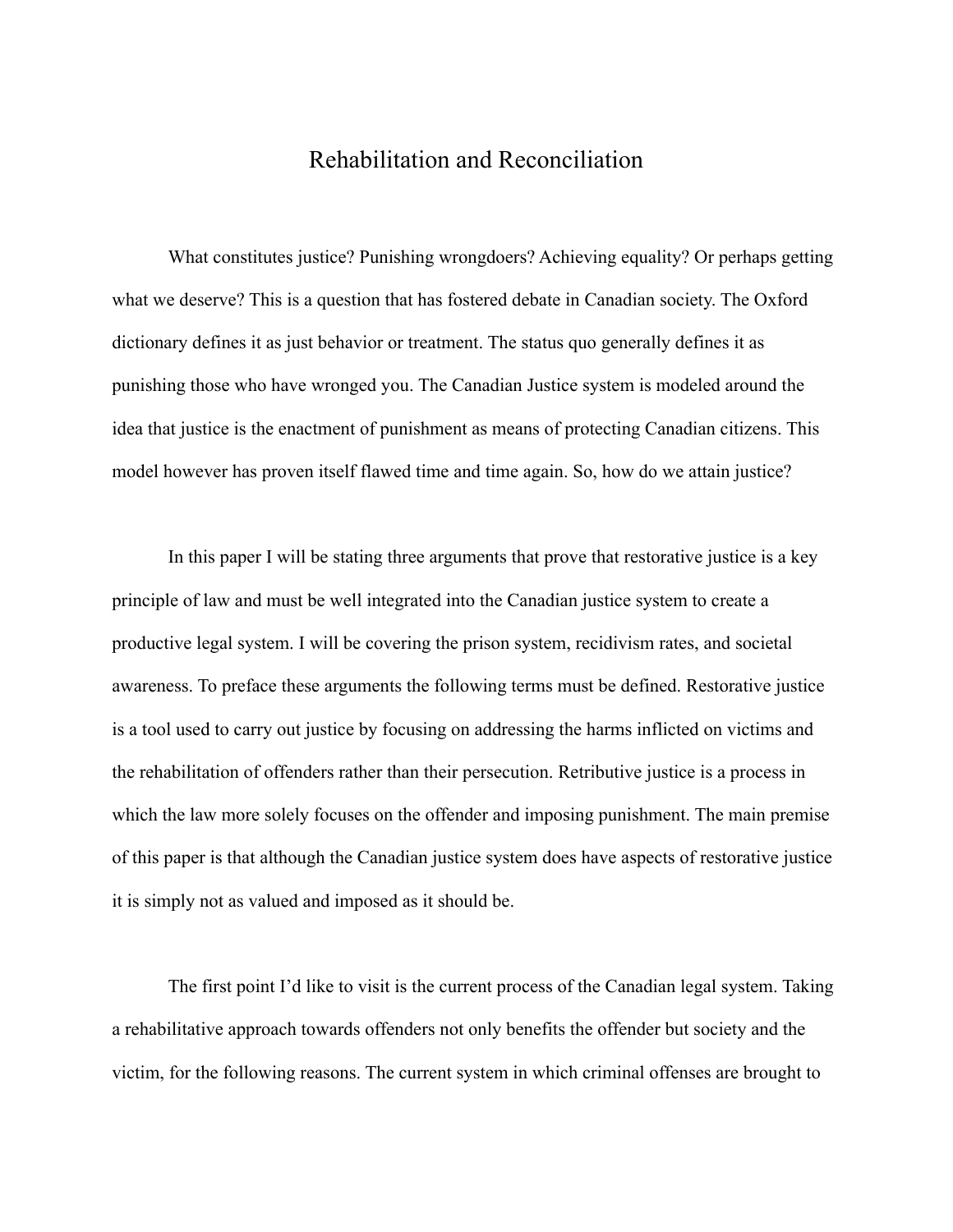# Rehabilitation and Reconciliation

What constitutes justice? Punishing wrongdoers? Achieving equality? Or perhaps getting what we deserve? This is a question that has fostered debate in Canadian society. The Oxford dictionary defines it as just behavior or treatment. The status quo generally defines it as punishing those who have wronged you. The Canadian Justice system is modeled around the idea that justice is the enactment of punishment as means of protecting Canadian citizens. This model however has proven itself flawed time and time again. So, how do we attain justice?

In this paper I will be stating three arguments that prove that restorative justice is a key principle of law and must be well integrated into the Canadian justice system to create a productive legal system. I will be covering the prison system, recidivism rates, and societal awareness. To preface these arguments the following terms must be defined. Restorative justice is a tool used to carry out justice by focusing on addressing the harms inflicted on victims and the rehabilitation of offenders rather than their persecution. Retributive justice is a process in which the law more solely focuses on the offender and imposing punishment. The main premise of this paper is that although the Canadian justice system does have aspects of restorative justice it is simply not as valued and imposed as it should be.

The first point I'd like to visit is the current process of the Canadian legal system. Taking a rehabilitative approach towards offenders not only benefits the offender but society and the victim, for the following reasons. The current system in which criminal offenses are brought to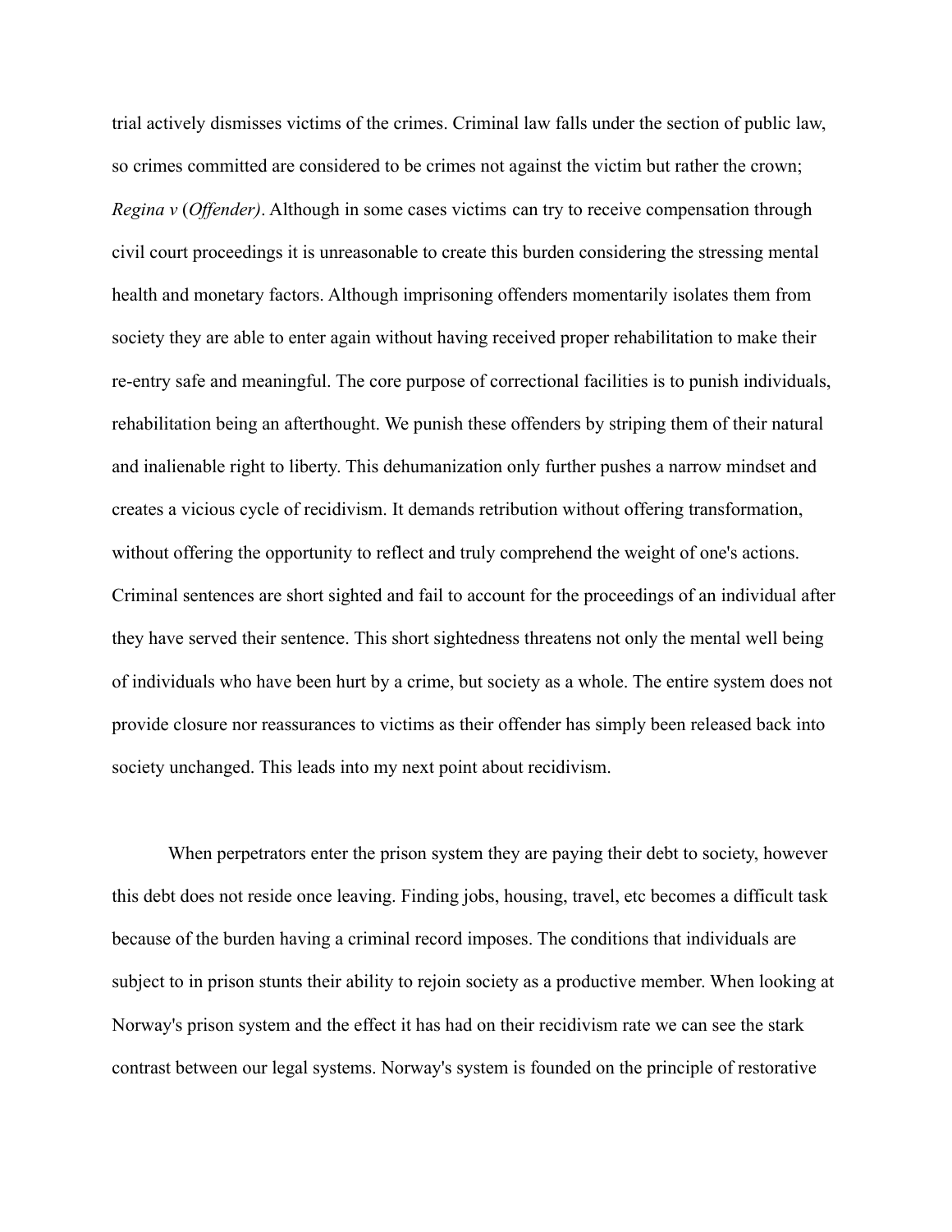trial actively dismisses victims of the crimes. Criminal law falls under the section of public law, so crimes committed are considered to be crimes not against the victim but rather the crown; *Regina v* (*Offender)*. Although in some cases victims can try to receive compensation through civil court proceedings it is unreasonable to create this burden considering the stressing mental health and monetary factors. Although imprisoning offenders momentarily isolates them from society they are able to enter again without having received proper rehabilitation to make their re-entry safe and meaningful. The core purpose of correctional facilities is to punish individuals, rehabilitation being an afterthought. We punish these offenders by striping them of their natural and inalienable right to liberty. This dehumanization only further pushes a narrow mindset and creates a vicious cycle of recidivism. It demands retribution without offering transformation, without offering the opportunity to reflect and truly comprehend the weight of one's actions. Criminal sentences are short sighted and fail to account for the proceedings of an individual after they have served their sentence. This short sightedness threatens not only the mental well being of individuals who have been hurt by a crime, but society as a whole. The entire system does not provide closure nor reassurances to victims as their offender has simply been released back into society unchanged. This leads into my next point about recidivism.

When perpetrators enter the prison system they are paying their debt to society, however this debt does not reside once leaving. Finding jobs, housing, travel, etc becomes a difficult task because of the burden having a criminal record imposes. The conditions that individuals are subject to in prison stunts their ability to rejoin society as a productive member. When looking at Norway's prison system and the effect it has had on their recidivism rate we can see the stark contrast between our legal systems. Norway's system is founded on the principle of restorative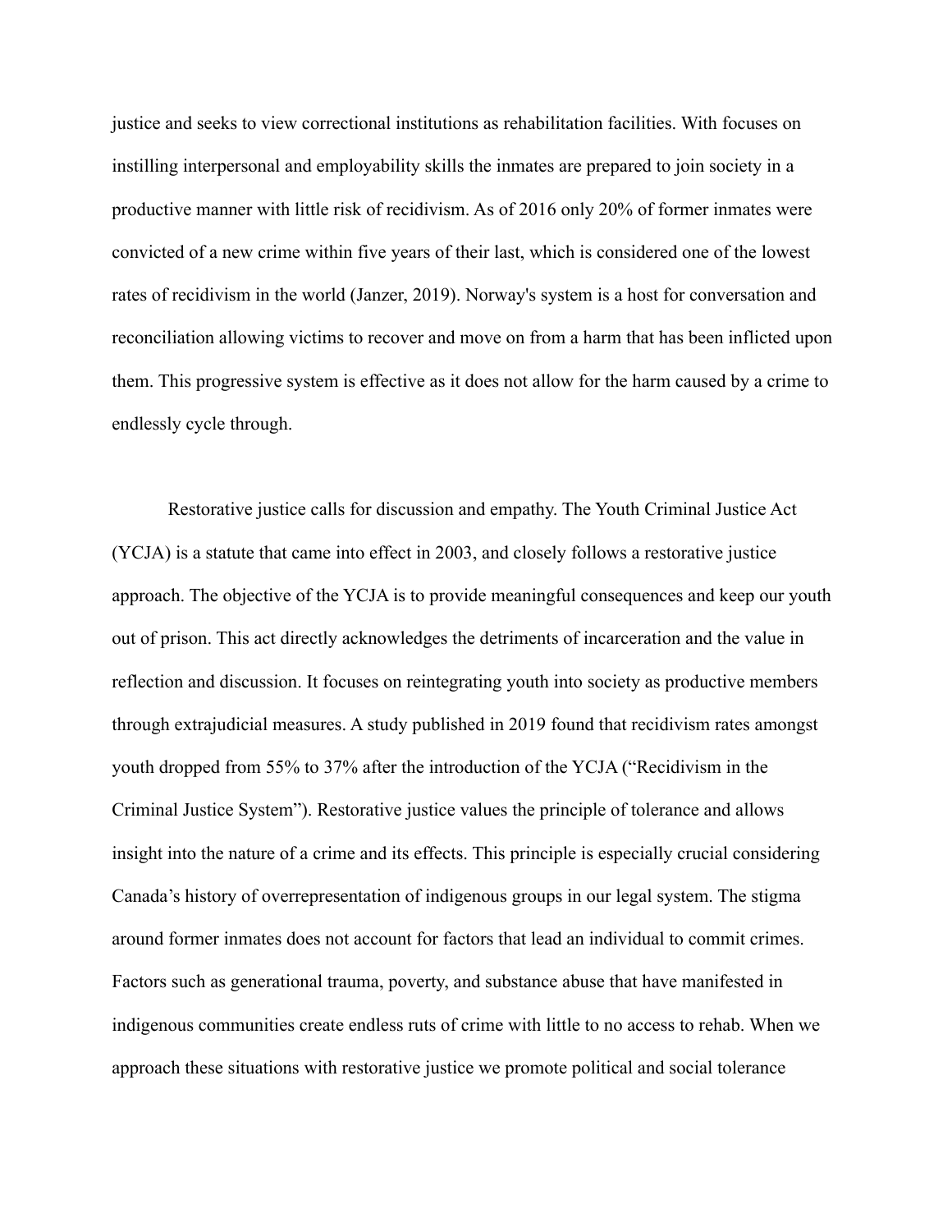justice and seeks to view correctional institutions as rehabilitation facilities. With focuses on instilling interpersonal and employability skills the inmates are prepared to join society in a productive manner with little risk of recidivism. As of 2016 only 20% of former inmates were convicted of a new crime within five years of their last, which is considered one of the lowest rates of recidivism in the world (Janzer, 2019). Norway's system is a host for conversation and reconciliation allowing victims to recover and move on from a harm that has been inflicted upon them. This progressive system is effective as it does not allow for the harm caused by a crime to endlessly cycle through.

Restorative justice calls for discussion and empathy. The Youth Criminal Justice Act (YCJA) is a statute that came into effect in 2003, and closely follows a restorative justice approach. The objective of the YCJA is to provide meaningful consequences and keep our youth out of prison. This act directly acknowledges the detriments of incarceration and the value in reflection and discussion. It focuses on reintegrating youth into society as productive members through extrajudicial measures. A study published in 2019 found that recidivism rates amongst youth dropped from 55% to 37% after the introduction of the YCJA ("Recidivism in the Criminal Justice System"). Restorative justice values the principle of tolerance and allows insight into the nature of a crime and its effects. This principle is especially crucial considering Canada's history of overrepresentation of indigenous groups in our legal system. The stigma around former inmates does not account for factors that lead an individual to commit crimes. Factors such as generational trauma, poverty, and substance abuse that have manifested in indigenous communities create endless ruts of crime with little to no access to rehab. When we approach these situations with restorative justice we promote political and social tolerance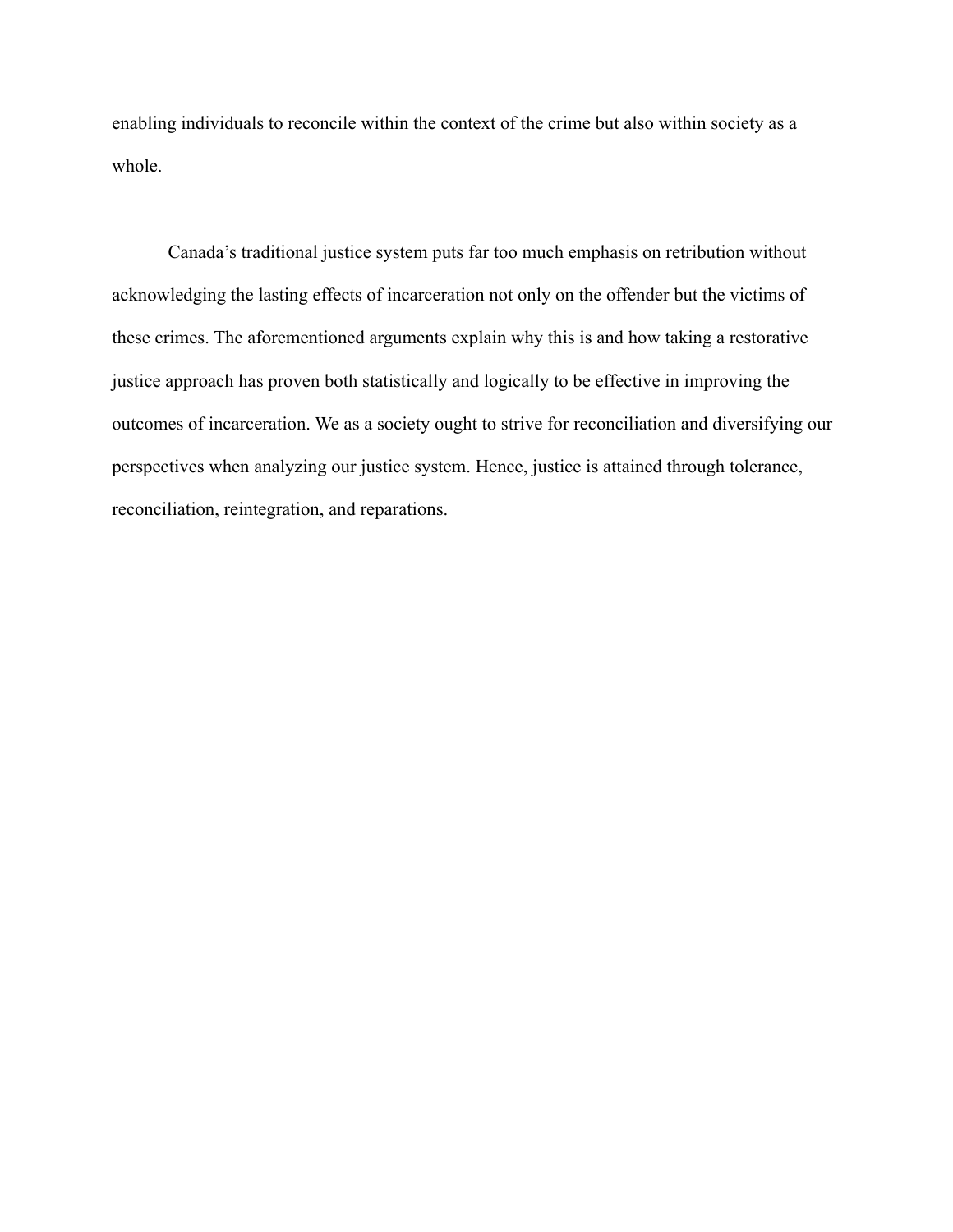enabling individuals to reconcile within the context of the crime but also within society as a whole.

Canada's traditional justice system puts far too much emphasis on retribution without acknowledging the lasting effects of incarceration not only on the offender but the victims of these crimes. The aforementioned arguments explain why this is and how taking a restorative justice approach has proven both statistically and logically to be effective in improving the outcomes of incarceration. We as a society ought to strive for reconciliation and diversifying our perspectives when analyzing our justice system. Hence, justice is attained through tolerance, reconciliation, reintegration, and reparations.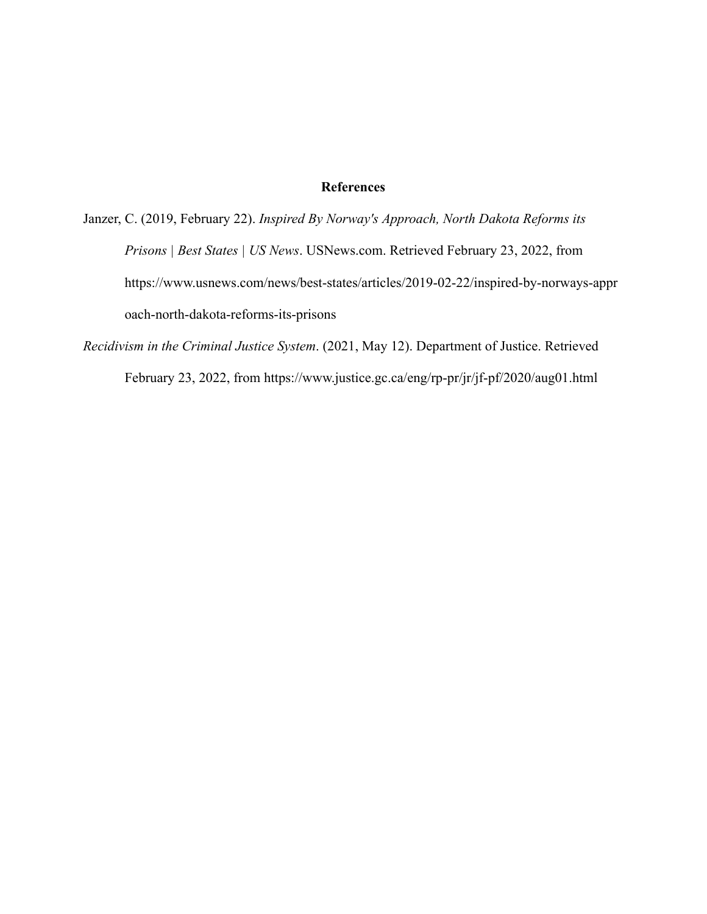# References

Janzer, C. (2019, February 22). *Inspired By Norway's Approach, North Dakota Reforms its Prisons | Best States | US News*. USNews.com. Retrieved February 23, 2022, from https://www.usnews.com/news/best-states/articles/2019-02-22/inspired-by-norways-approach-north-dakota-reforms-its-prisons

*Recidivism in the Criminal Justice System*. (2021, May 12). Department of Justice. Retrieved February 23, 2022, from https://www.justice.gc.ca/eng/rp-pr/jr/jf-pf/2020/aug01.html